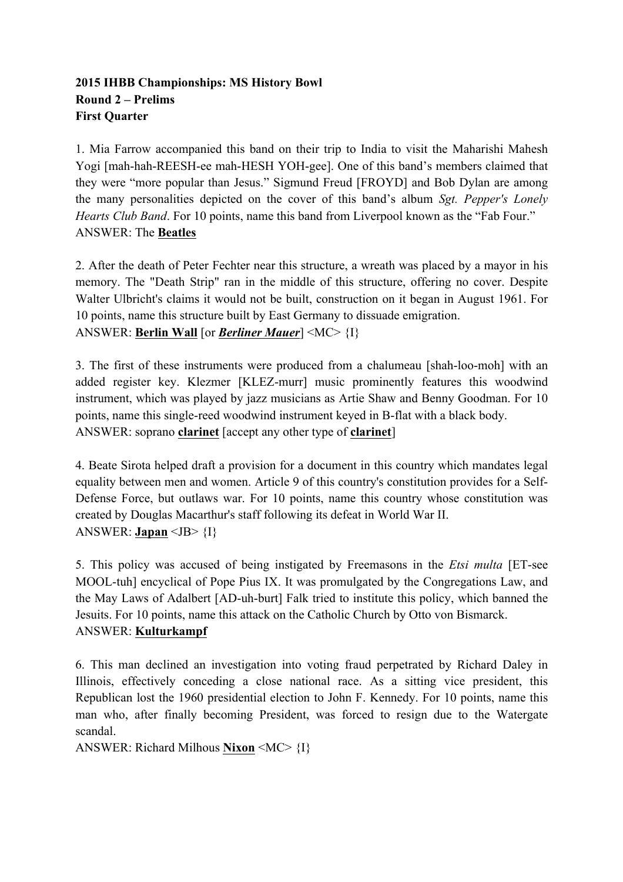**2015 IHBB Championships: MS History Bowl**
**Round 2 – Prelims**
**First Quarter**

1. Mia Farrow accompanied this band on their trip to India to visit the Maharishi Mahesh Yogi [mah-hah-REESH-ee mah-HESH YOH-gee]. One of this band's members claimed that they were "more popular than Jesus." Sigmund Freud [FROYD] and Bob Dylan are among the many personalities depicted on the cover of this band's album *Sgt. Pepper's Lonely Hearts Club Band*. For 10 points, name this band from Liverpool known as the "Fab Four."
ANSWER: The **Beatles**

2. After the death of Peter Fechter near this structure, a wreath was placed by a mayor in his memory. The "Death Strip" ran in the middle of this structure, offering no cover. Despite Walter Ulbricht's claims it would not be built, construction on it began in August 1961. For 10 points, name this structure built by East Germany to dissuade emigration.
ANSWER: **Berlin Wall** [or ***Berliner Mauer***] <MC> {I}

3. The first of these instruments were produced from a chalumeau [shah-loo-moh] with an added register key. Klezmer [KLEZ-murr] music prominently features this woodwind instrument, which was played by jazz musicians as Artie Shaw and Benny Goodman. For 10 points, name this single-reed woodwind instrument keyed in B-flat with a black body.
ANSWER: soprano **clarinet** [accept any other type of **clarinet**]

4. Beate Sirota helped draft a provision for a document in this country which mandates legal equality between men and women. Article 9 of this country's constitution provides for a Self-Defense Force, but outlaws war. For 10 points, name this country whose constitution was created by Douglas Macarthur's staff following its defeat in World War II.
ANSWER: **Japan** <JB> {I}

5. This policy was accused of being instigated by Freemasons in the *Etsi multa* [ET-see MOOL-tuh] encyclical of Pope Pius IX. It was promulgated by the Congregations Law, and the May Laws of Adalbert [AD-uh-burt] Falk tried to institute this policy, which banned the Jesuits. For 10 points, name this attack on the Catholic Church by Otto von Bismarck.
ANSWER: **Kulturkampf**

6. This man declined an investigation into voting fraud perpetrated by Richard Daley in Illinois, effectively conceding a close national race. As a sitting vice president, this Republican lost the 1960 presidential election to John F. Kennedy. For 10 points, name this man who, after finally becoming President, was forced to resign due to the Watergate scandal.
ANSWER: Richard Milhous **Nixon** <MC> {I}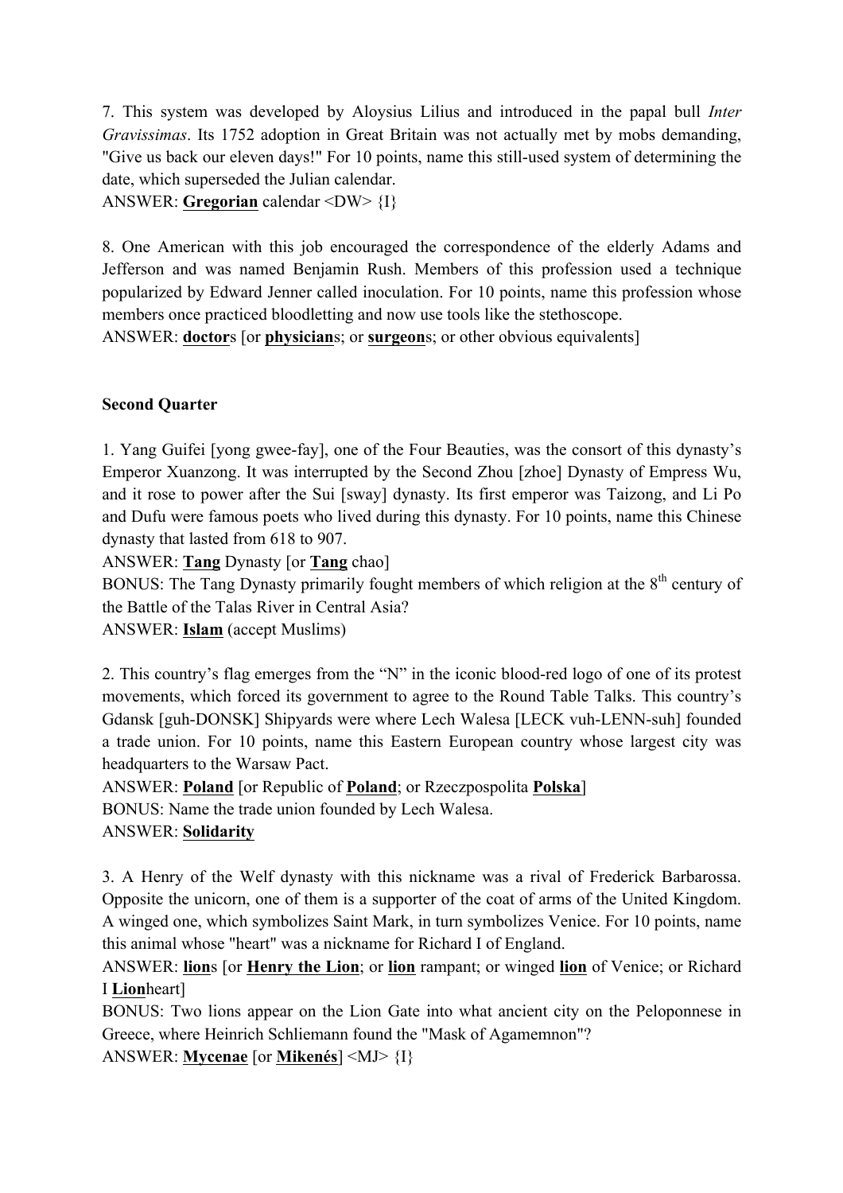7. This system was developed by Aloysius Lilius and introduced in the papal bull *Inter Gravissimas*. Its 1752 adoption in Great Britain was not actually met by mobs demanding, "Give us back our eleven days!" For 10 points, name this still-used system of determining the date, which superseded the Julian calendar.
ANSWER: **Gregorian** calendar <DW> {I}

8. One American with this job encouraged the correspondence of the elderly Adams and Jefferson and was named Benjamin Rush. Members of this profession used a technique popularized by Edward Jenner called inoculation. For 10 points, name this profession whose members once practiced bloodletting and now use tools like the stethoscope.
ANSWER: **doctor**s [or **physician**s; or **surgeon**s; or other obvious equivalents]

**Second Quarter**

1. Yang Guifei [yong gwee-fay], one of the Four Beauties, was the consort of this dynasty's Emperor Xuanzong. It was interrupted by the Second Zhou [zhoe] Dynasty of Empress Wu, and it rose to power after the Sui [sway] dynasty. Its first emperor was Taizong, and Li Po and Dufu were famous poets who lived during this dynasty. For 10 points, name this Chinese dynasty that lasted from 618 to 907.
ANSWER: **Tang** Dynasty [or **Tang** chao]
BONUS: The Tang Dynasty primarily fought members of which religion at the 8th century of the Battle of the Talas River in Central Asia?
ANSWER: **Islam** (accept Muslims)

2. This country's flag emerges from the "N" in the iconic blood-red logo of one of its protest movements, which forced its government to agree to the Round Table Talks. This country's Gdansk [guh-DONSK] Shipyards were where Lech Walesa [LECK vuh-LENN-suh] founded a trade union. For 10 points, name this Eastern European country whose largest city was headquarters to the Warsaw Pact.
ANSWER: **Poland** [or Republic of **Poland**; or Rzeczpospolita **Polska**]
BONUS: Name the trade union founded by Lech Walesa.
ANSWER: **Solidarity**

3. A Henry of the Welf dynasty with this nickname was a rival of Frederick Barbarossa. Opposite the unicorn, one of them is a supporter of the coat of arms of the United Kingdom. A winged one, which symbolizes Saint Mark, in turn symbolizes Venice. For 10 points, name this animal whose "heart" was a nickname for Richard I of England.
ANSWER: **lion**s [or **Henry the Lion**; or **lion** rampant; or winged **lion** of Venice; or Richard I **Lion**heart]
BONUS: Two lions appear on the Lion Gate into what ancient city on the Peloponnese in Greece, where Heinrich Schliemann found the "Mask of Agamemnon"?
ANSWER: **Mycenae** [or **Mikenés**] <MJ> {I}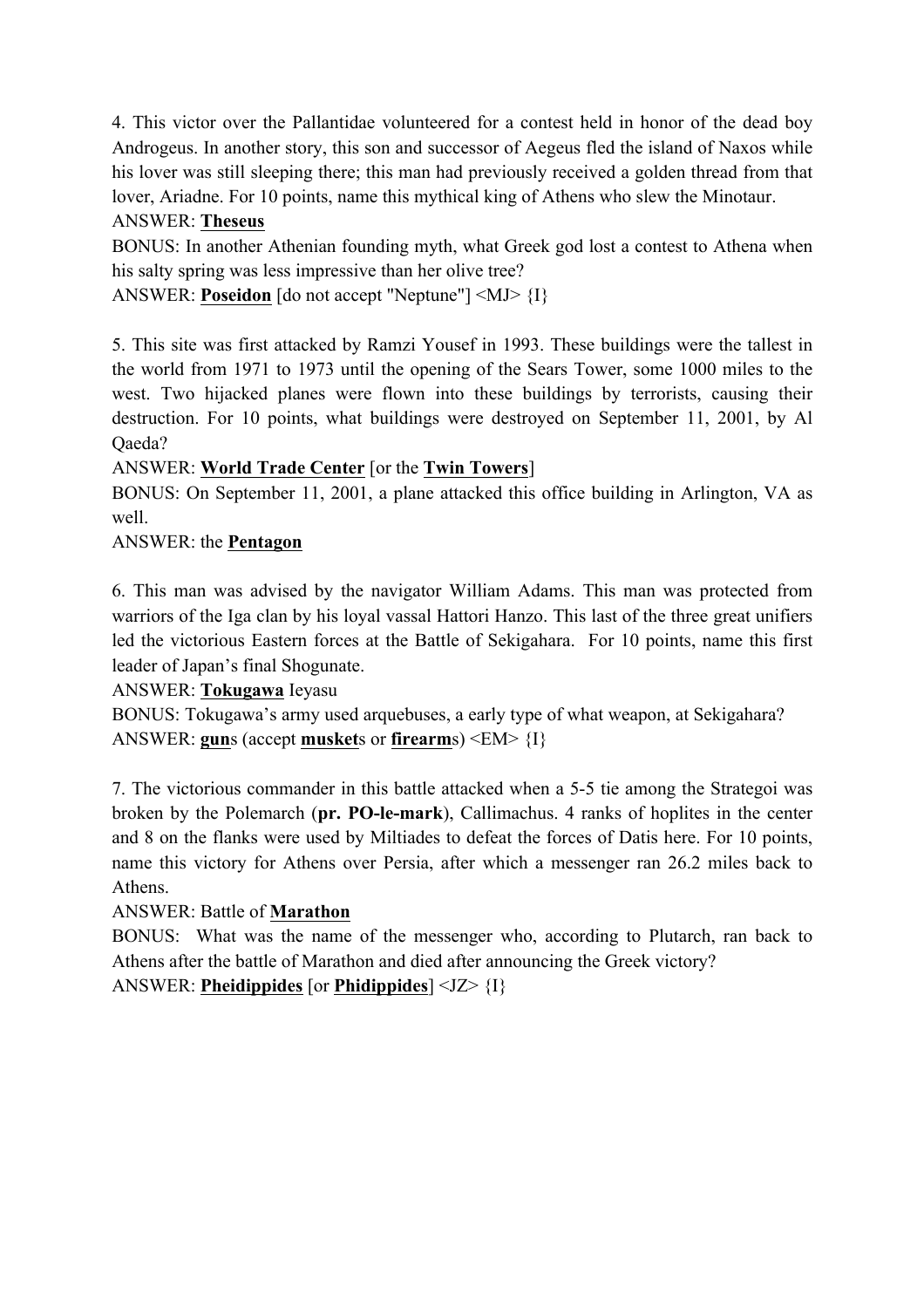4. This victor over the Pallantidae volunteered for a contest held in honor of the dead boy Androgeus. In another story, this son and successor of Aegeus fled the island of Naxos while his lover was still sleeping there; this man had previously received a golden thread from that lover, Ariadne. For 10 points, name this mythical king of Athens who slew the Minotaur.

ANSWER: **Theseus**

BONUS: In another Athenian founding myth, what Greek god lost a contest to Athena when his salty spring was less impressive than her olive tree?

ANSWER: **Poseidon** [do not accept "Neptune"] <MJ> {I}

5. This site was first attacked by Ramzi Yousef in 1993. These buildings were the tallest in the world from 1971 to 1973 until the opening of the Sears Tower, some 1000 miles to the west. Two hijacked planes were flown into these buildings by terrorists, causing their destruction. For 10 points, what buildings were destroyed on September 11, 2001, by Al Qaeda?

ANSWER: **World Trade Center** [or the **Twin Towers**]

BONUS: On September 11, 2001, a plane attacked this office building in Arlington, VA as well.

ANSWER: the **Pentagon**

6. This man was advised by the navigator William Adams. This man was protected from warriors of the Iga clan by his loyal vassal Hattori Hanzo. This last of the three great unifiers led the victorious Eastern forces at the Battle of Sekigahara. For 10 points, name this first leader of Japan's final Shogunate.

ANSWER: **Tokugawa** Ieyasu

BONUS: Tokugawa's army used arquebuses, a early type of what weapon, at Sekigahara?

ANSWER: **gun**s (accept **musket**s or **firearm**s) <EM> {I}

7. The victorious commander in this battle attacked when a 5-5 tie among the Strategoi was broken by the Polemarch (**pr. PO-le-mark**), Callimachus. 4 ranks of hoplites in the center and 8 on the flanks were used by Miltiades to defeat the forces of Datis here. For 10 points, name this victory for Athens over Persia, after which a messenger ran 26.2 miles back to Athens.

ANSWER: Battle of **Marathon**

BONUS: What was the name of the messenger who, according to Plutarch, ran back to Athens after the battle of Marathon and died after announcing the Greek victory?

ANSWER: **Pheidippides** [or **Phidippides**] <JZ> {I}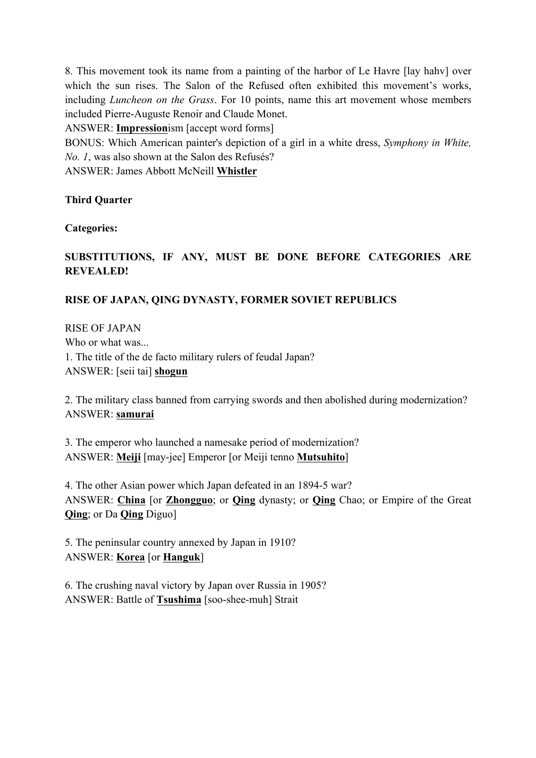8. This movement took its name from a painting of the harbor of Le Havre [lay hahv] over which the sun rises. The Salon of the Refused often exhibited this movement's works, including *Luncheon on the Grass*. For 10 points, name this art movement whose members included Pierre-Auguste Renoir and Claude Monet.
ANSWER: **Impression**ism [accept word forms]
BONUS: Which American painter's depiction of a girl in a white dress, *Symphony in White, No. 1*, was also shown at the Salon des Refusés?
ANSWER: James Abbott McNeill **Whistler**

**Third Quarter**

**Categories:**

**SUBSTITUTIONS, IF ANY, MUST BE DONE BEFORE CATEGORIES ARE REVEALED!**

**RISE OF JAPAN, QING DYNASTY, FORMER SOVIET REPUBLICS**

RISE OF JAPAN
Who or what was...
1. The title of the de facto military rulers of feudal Japan?
ANSWER: [seii tai] **shogun**

2. The military class banned from carrying swords and then abolished during modernization?
ANSWER: **samurai**

3. The emperor who launched a namesake period of modernization?
ANSWER: **Meiji** [may-jee] Emperor [or Meiji tenno **Mutsuhito**]

4. The other Asian power which Japan defeated in an 1894-5 war?
ANSWER: **China** [or **Zhongguo**; or **Qing** dynasty; or **Qing** Chao; or Empire of the Great **Qing**; or Da **Qing** Diguo]

5. The peninsular country annexed by Japan in 1910?
ANSWER: **Korea** [or **Hanguk**]

6. The crushing naval victory by Japan over Russia in 1905?
ANSWER: Battle of **Tsushima** [soo-shee-muh] Strait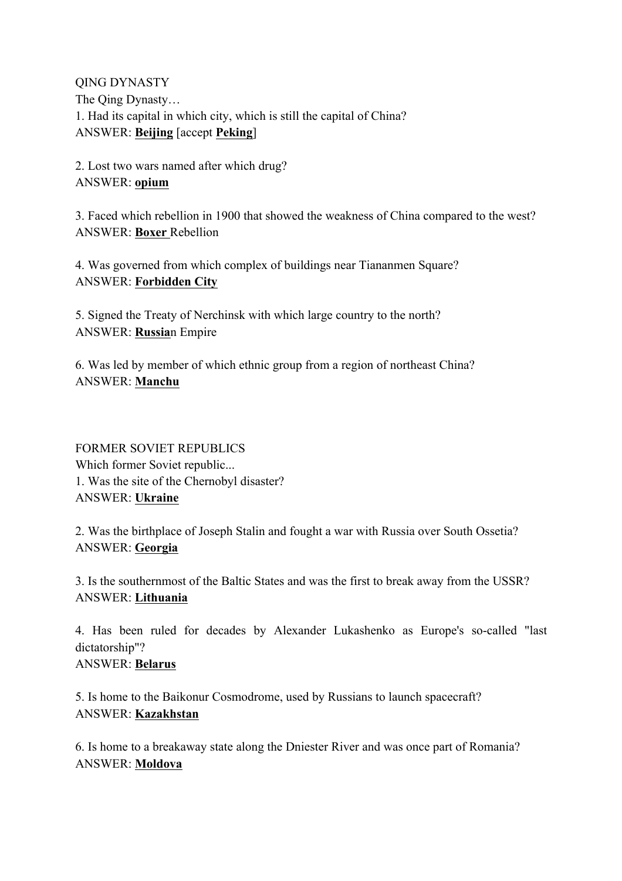QING DYNASTY

The Qing Dynasty…

1. Had its capital in which city, which is still the capital of China?
ANSWER: **Beijing** [accept **Peking**]

2. Lost two wars named after which drug?
ANSWER: **opium**

3. Faced which rebellion in 1900 that showed the weakness of China compared to the west?
ANSWER: **Boxer** Rebellion

4. Was governed from which complex of buildings near Tiananmen Square?
ANSWER: **Forbidden City**

5. Signed the Treaty of Nerchinsk with which large country to the north?
ANSWER: **Russia**n Empire

6. Was led by member of which ethnic group from a region of northeast China?
ANSWER: **Manchu**

FORMER SOVIET REPUBLICS

Which former Soviet republic...

1. Was the site of the Chernobyl disaster?
ANSWER: **Ukraine**

2. Was the birthplace of Joseph Stalin and fought a war with Russia over South Ossetia?
ANSWER: **Georgia**

3. Is the southernmost of the Baltic States and was the first to break away from the USSR?
ANSWER: **Lithuania**

4. Has been ruled for decades by Alexander Lukashenko as Europe's so-called "last dictatorship"?
ANSWER: **Belarus**

5. Is home to the Baikonur Cosmodrome, used by Russians to launch spacecraft?
ANSWER: **Kazakhstan**

6. Is home to a breakaway state along the Dniester River and was once part of Romania?
ANSWER: **Moldova**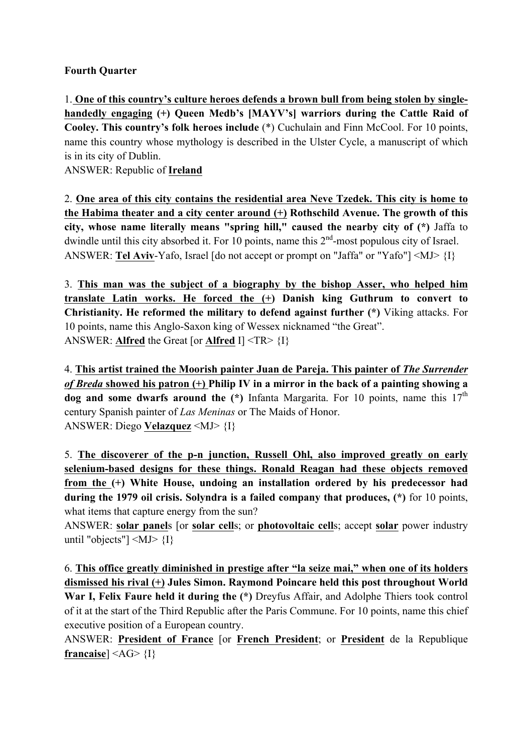**Fourth Quarter**

1. **<u>One of this country's culture heroes defends a brown bull from being stolen by single-handedly engaging</u> (+) Queen Medb's [MAYV's] warriors during the Cattle Raid of Cooley. This country's folk heroes include** (*) Cuchulain and Finn McCool. For 10 points, name this country whose mythology is described in the Ulster Cycle, a manuscript of which is in its city of Dublin.
ANSWER: Republic of **<u>Ireland</u>**

2. **<u>One area of this city contains the residential area Neve Tzedek. This city is home to the Habima theater and a city center around (+)</u> Rothschild Avenue. The growth of this city, whose name literally means "spring hill," caused the nearby city of (*)** Jaffa to dwindle until this city absorbed it. For 10 points, name this 2nd-most populous city of Israel.
ANSWER: **<u>Tel Aviv</u>**-Yafo, Israel [do not accept or prompt on "Jaffa" or "Yafo"] <MJ> {I}

3. **<u>This man was the subject of a biography by the bishop Asser, who helped him translate Latin works. He forced the (+)</u> Danish king Guthrum to convert to Christianity. He reformed the military to defend against further (*)** Viking attacks. For 10 points, name this Anglo-Saxon king of Wessex nicknamed "the Great".
ANSWER: **<u>Alfred</u>** the Great [or **<u>Alfred</u>** I] <TR> {I}

4. **<u>This artist trained the Moorish painter Juan de Pareja. This painter of *The Surrender of Breda* showed his patron (+)</u> Philip IV in a mirror in the back of a painting showing a dog and some dwarfs around the (*)** Infanta Margarita. For 10 points, name this 17th century Spanish painter of *Las Meninas* or The Maids of Honor.
ANSWER: Diego **<u>Velazquez</u>** <MJ> {I}

5. **<u>The discoverer of the p-n junction, Russell Ohl, also improved greatly on early selenium-based designs for these things. Ronald Reagan had these objects removed from the (+)</u> White House, undoing an installation ordered by his predecessor had during the 1979 oil crisis. Solyndra is a failed company that produces, (*)** for 10 points, what items that capture energy from the sun?
ANSWER: **<u>solar panel</u>**s [or **<u>solar cell</u>**s; or **<u>photovoltaic cell</u>**s; accept **<u>solar</u>** power industry until "objects"] <MJ> {I}

6. **<u>This office greatly diminished in prestige after "la seize mai," when one of its holders dismissed his rival (+)</u> Jules Simon. Raymond Poincare held this post throughout World War I, Felix Faure held it during the (*)** Dreyfus Affair, and Adolphe Thiers took control of it at the start of the Third Republic after the Paris Commune. For 10 points, name this chief executive position of a European country.
ANSWER: **<u>President of France</u>** [or **<u>French President</u>**; or **<u>President</u>** de la Republique **<u>francaise</u>**] <AG> {I}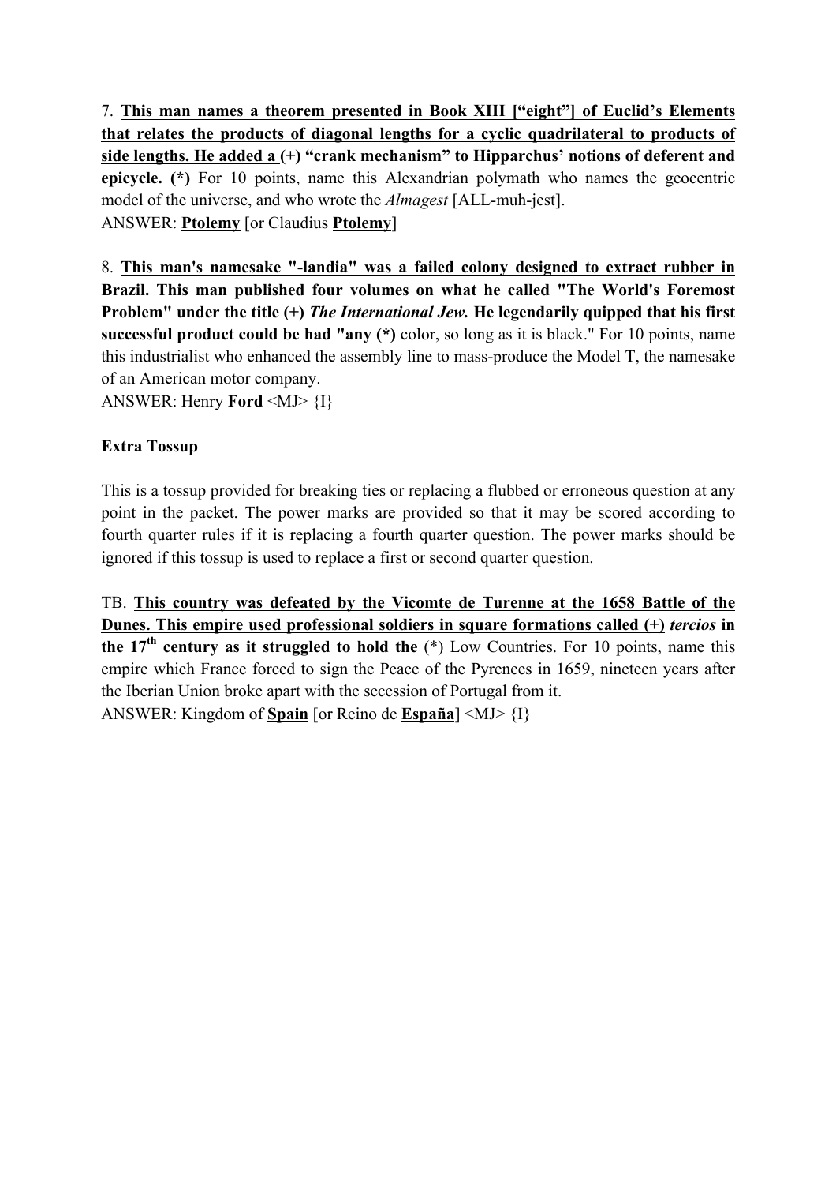7. **<u>This man names a theorem presented in Book XIII ["eight"] of Euclid's Elements that relates the products of diagonal lengths for a cyclic quadrilateral to products of side lengths. He added a</u> (+) "crank mechanism" to Hipparchus' notions of deferent and epicycle. (*)** For 10 points, name this Alexandrian polymath who names the geocentric model of the universe, and who wrote the *Almagest* [ALL-muh-jest].
ANSWER: **<u>Ptolemy</u>** [or Claudius **<u>Ptolemy</u>**]

8. **<u>This man's namesake "-landia" was a failed colony designed to extract rubber in Brazil. This man published four volumes on what he called "The World's Foremost Problem" under the title (+)</u> *The International Jew.* He legendarily quipped that his first successful product could be had "any (*)** color, so long as it is black." For 10 points, name this industrialist who enhanced the assembly line to mass-produce the Model T, the namesake of an American motor company.
ANSWER: Henry **<u>Ford</u>** <MJ> {I}

**Extra Tossup**

This is a tossup provided for breaking ties or replacing a flubbed or erroneous question at any point in the packet. The power marks are provided so that it may be scored according to fourth quarter rules if it is replacing a fourth quarter question. The power marks should be ignored if this tossup is used to replace a first or second quarter question.

TB. **<u>This country was defeated by the Vicomte de Turenne at the 1658 Battle of the Dunes. This empire used professional soldiers in square formations called (+)</u> *tercios* in the 17th century as it struggled to hold the** (*) Low Countries. For 10 points, name this empire which France forced to sign the Peace of the Pyrenees in 1659, nineteen years after the Iberian Union broke apart with the secession of Portugal from it.
ANSWER: Kingdom of **<u>Spain</u>** [or Reino de **<u>España</u>**] <MJ> {I}